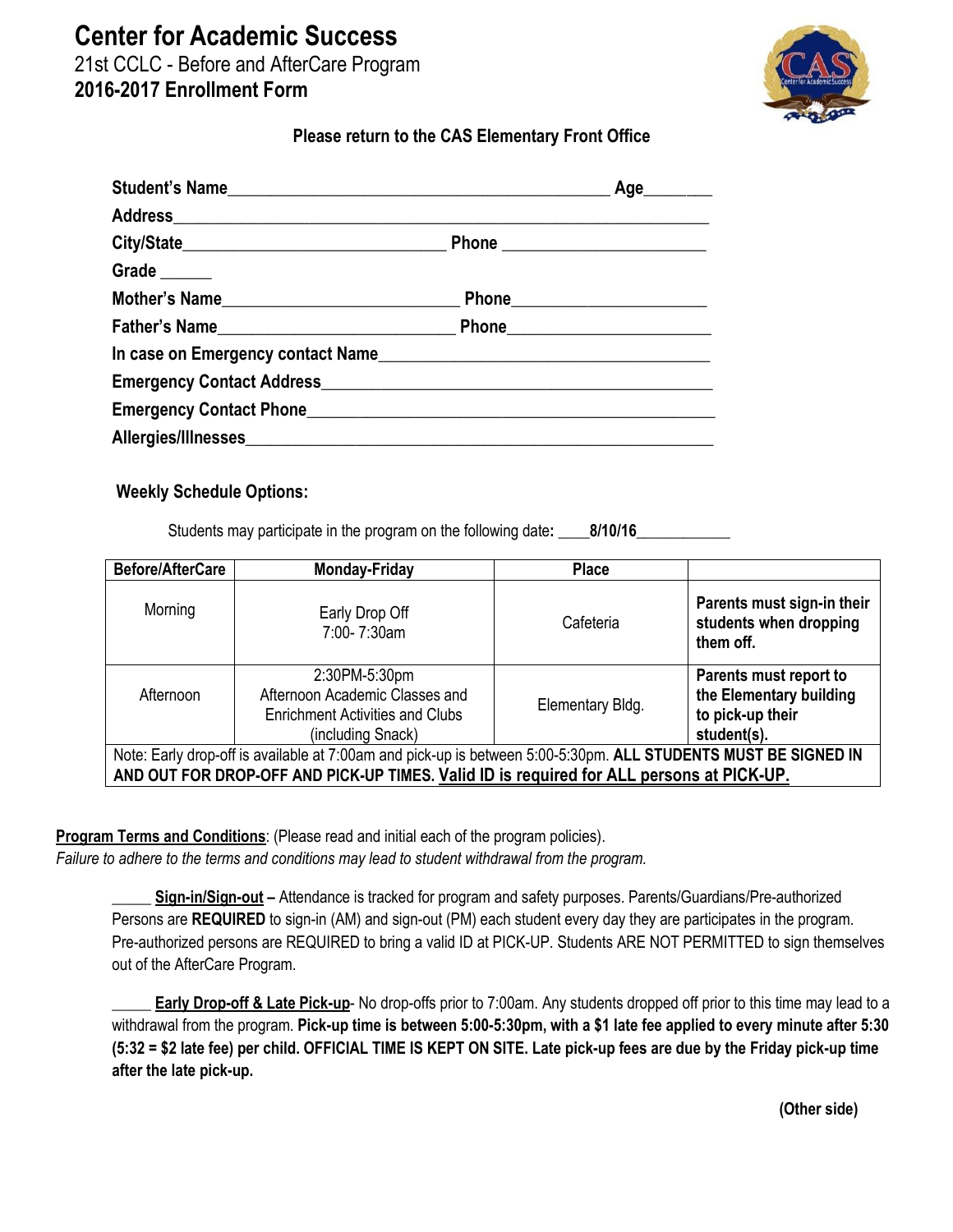# Center for Academic Success

21st CCLC - Before and AfterCare Program

**2016-2017 Enrollment Form**

**Please return to the CAS Elementary Front Office**

**Student's Name**_____________________________________________ **Age**________

**Address**______________________________________________________________

**City/State**______________________________ **Phone** _______________________

**Grade** ______

**Mother's Name**_________________________ **Phone**______________________

**Father's Name**_________________________ **Phone**______________________

**In case on Emergency contact Name**_____________________________________

**Emergency Contact Address**____________________________________________

**Emergency Contact Phone**______________________________________________

**Allergies/Illnesses**____________________________________________________

**Weekly Schedule Options:**

Students may participate in the program on the following date**:** ____**8/10/16**____________

| Before/AfterCare | Monday-Friday | Place | |
|---|---|---|---|
| Morning | Early Drop Off 7:00- 7:30am | Cafeteria | **Parents must sign-in their students when dropping them off.** |
| Afternoon | 2:30PM-5:30pm Afternoon Academic Classes and Enrichment Activities and Clubs (including Snack) | Elementary Bldg. | **Parents must report to the Elementary building to pick-up their student(s).** |
| Note: Early drop-off is available at 7:00am and pick-up is between 5:00-5:30pm. **ALL STUDENTS MUST BE SIGNED IN AND OUT FOR DROP-OFF AND PICK-UP TIMES. Valid ID is required for ALL persons at PICK-UP.** | | | |

**Program Terms and Conditions**: (Please read and initial each of the program policies).
*Failure to adhere to the terms and conditions may lead to student withdrawal from the program.*

_____ **Sign-in/Sign-out –** Attendance is tracked for program and safety purposes. Parents/Guardians/Pre-authorized Persons are **REQUIRED** to sign-in (AM) and sign-out (PM) each student every day they are participates in the program. Pre-authorized persons are REQUIRED to bring a valid ID at PICK-UP. Students ARE NOT PERMITTED to sign themselves out of the AfterCare Program.

_____ **Early Drop-off & Late Pick-up**- No drop-offs prior to 7:00am. Any students dropped off prior to this time may lead to a withdrawal from the program. **Pick-up time is between 5:00-5:30pm, with a $1 late fee applied to every minute after 5:30 (5:32 = $2 late fee) per child. OFFICIAL TIME IS KEPT ON SITE. Late pick-up fees are due by the Friday pick-up time after the late pick-up.**

**(Other side)**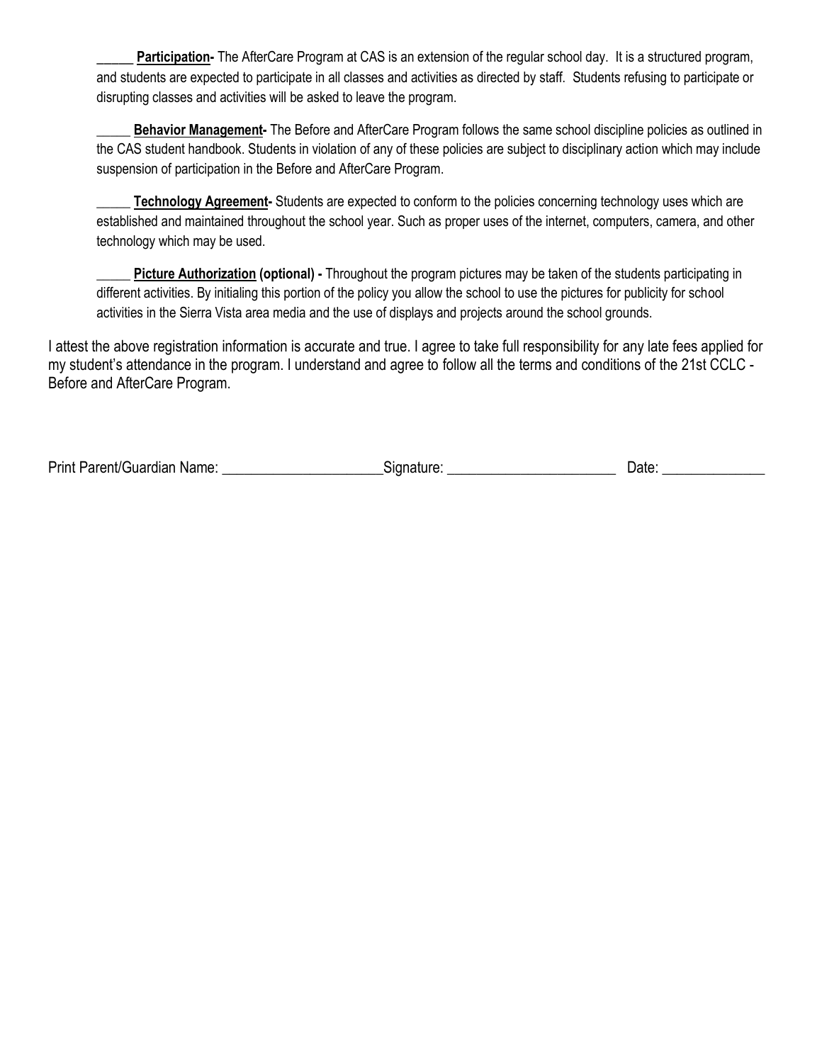______ **Participation-** The AfterCare Program at CAS is an extension of the regular school day. It is a structured program, and students are expected to participate in all classes and activities as directed by staff. Students refusing to participate or disrupting classes and activities will be asked to leave the program.

_____ **Behavior Management-** The Before and AfterCare Program follows the same school discipline policies as outlined in the CAS student handbook. Students in violation of any of these policies are subject to disciplinary action which may include suspension of participation in the Before and AfterCare Program.

_____ **Technology Agreement-** Students are expected to conform to the policies concerning technology uses which are established and maintained throughout the school year. Such as proper uses of the internet, computers, camera, and other technology which may be used.

_____ **Picture Authorization (optional) -** Throughout the program pictures may be taken of the students participating in different activities. By initialing this portion of the policy you allow the school to use the pictures for publicity for school activities in the Sierra Vista area media and the use of displays and projects around the school grounds.

I attest the above registration information is accurate and true. I agree to take full responsibility for any late fees applied for my student's attendance in the program. I understand and agree to follow all the terms and conditions of the 21st CCLC - Before and AfterCare Program.

Print Parent/Guardian Name: _____________________Signature: ______________________ Date: _____________